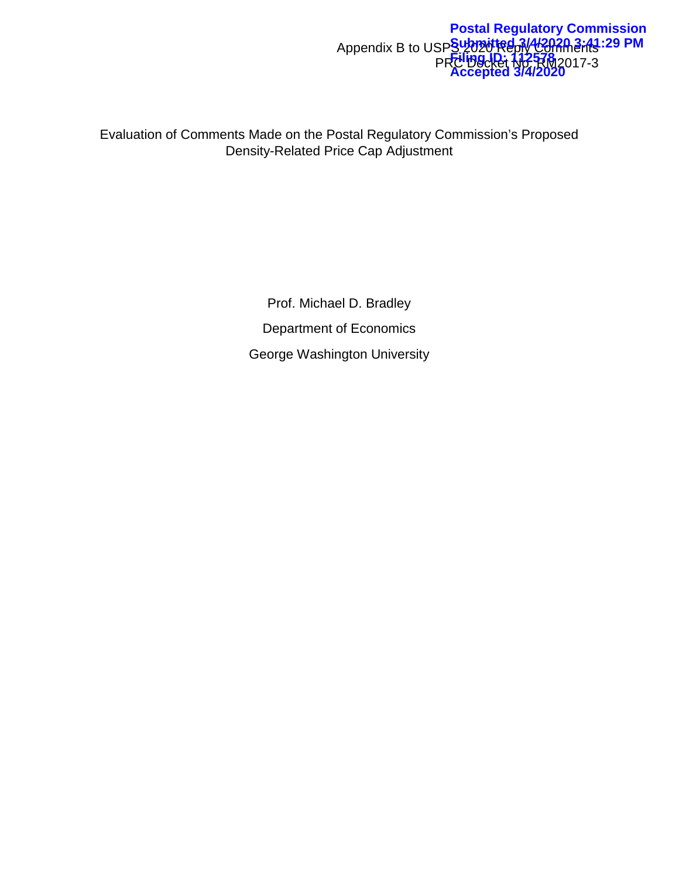Postal Regulatory Commission
Submitted 3/4/2020 3:41:29 PM
Filing ID: 112578
Accepted 3/4/2020

Appendix B to USPS 2020 Reply Comments
PRC Docket No. RM2017-3

Evaluation of Comments Made on the Postal Regulatory Commission's Proposed Density-Related Price Cap Adjustment

Prof. Michael D. Bradley

Department of Economics

George Washington University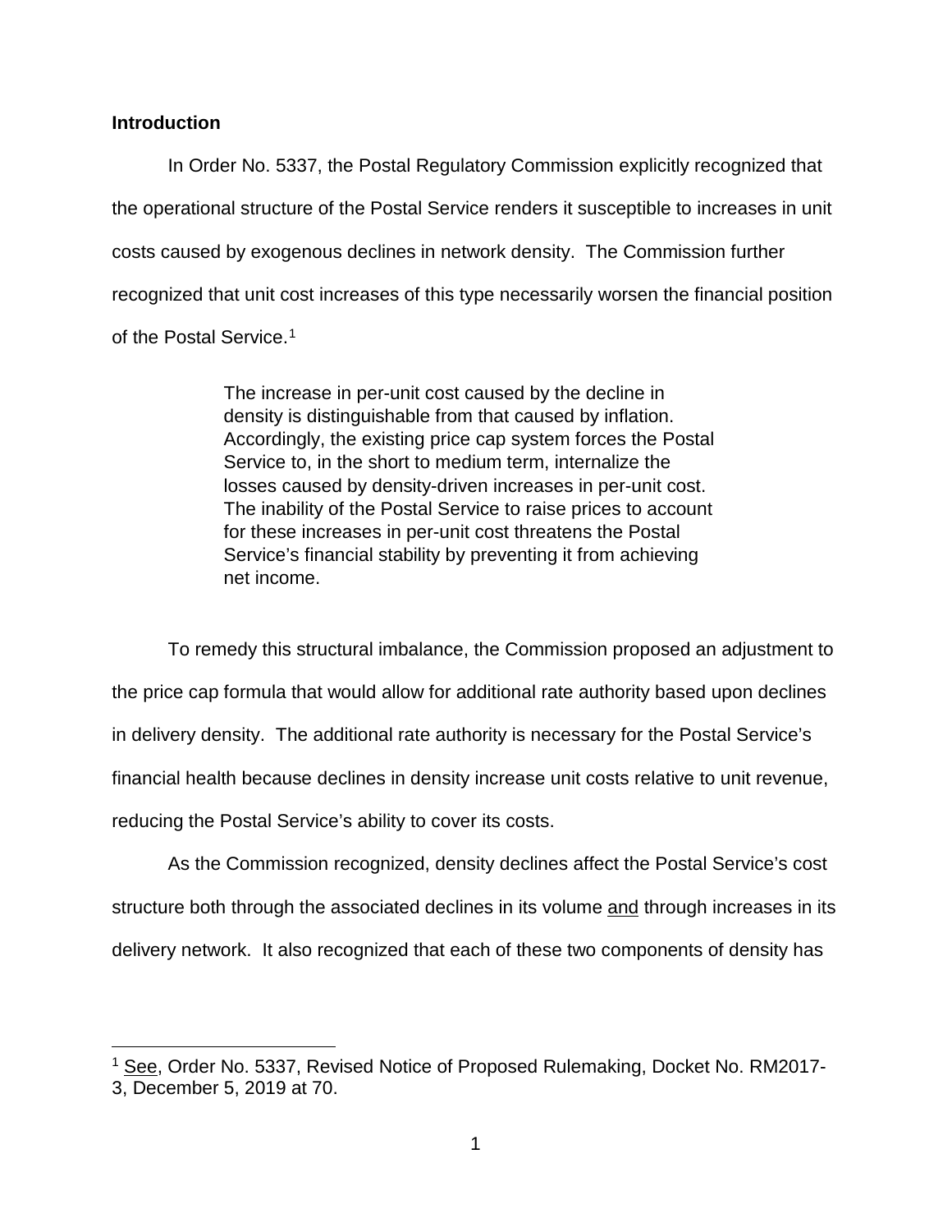**Introduction**

In Order No. 5337, the Postal Regulatory Commission explicitly recognized that the operational structure of the Postal Service renders it susceptible to increases in unit costs caused by exogenous declines in network density. The Commission further recognized that unit cost increases of this type necessarily worsen the financial position of the Postal Service.[1]

> The increase in per-unit cost caused by the decline in density is distinguishable from that caused by inflation. Accordingly, the existing price cap system forces the Postal Service to, in the short to medium term, internalize the losses caused by density-driven increases in per-unit cost. The inability of the Postal Service to raise prices to account for these increases in per-unit cost threatens the Postal Service's financial stability by preventing it from achieving net income.

To remedy this structural imbalance, the Commission proposed an adjustment to the price cap formula that would allow for additional rate authority based upon declines in delivery density. The additional rate authority is necessary for the Postal Service's financial health because declines in density increase unit costs relative to unit revenue, reducing the Postal Service's ability to cover its costs.

As the Commission recognized, density declines affect the Postal Service's cost structure both through the associated declines in its volume <u>and</u> through increases in its delivery network. It also recognized that each of these two components of density has

[1] <u>See</u>, Order No. 5337, Revised Notice of Proposed Rulemaking, Docket No. RM2017-3, December 5, 2019 at 70.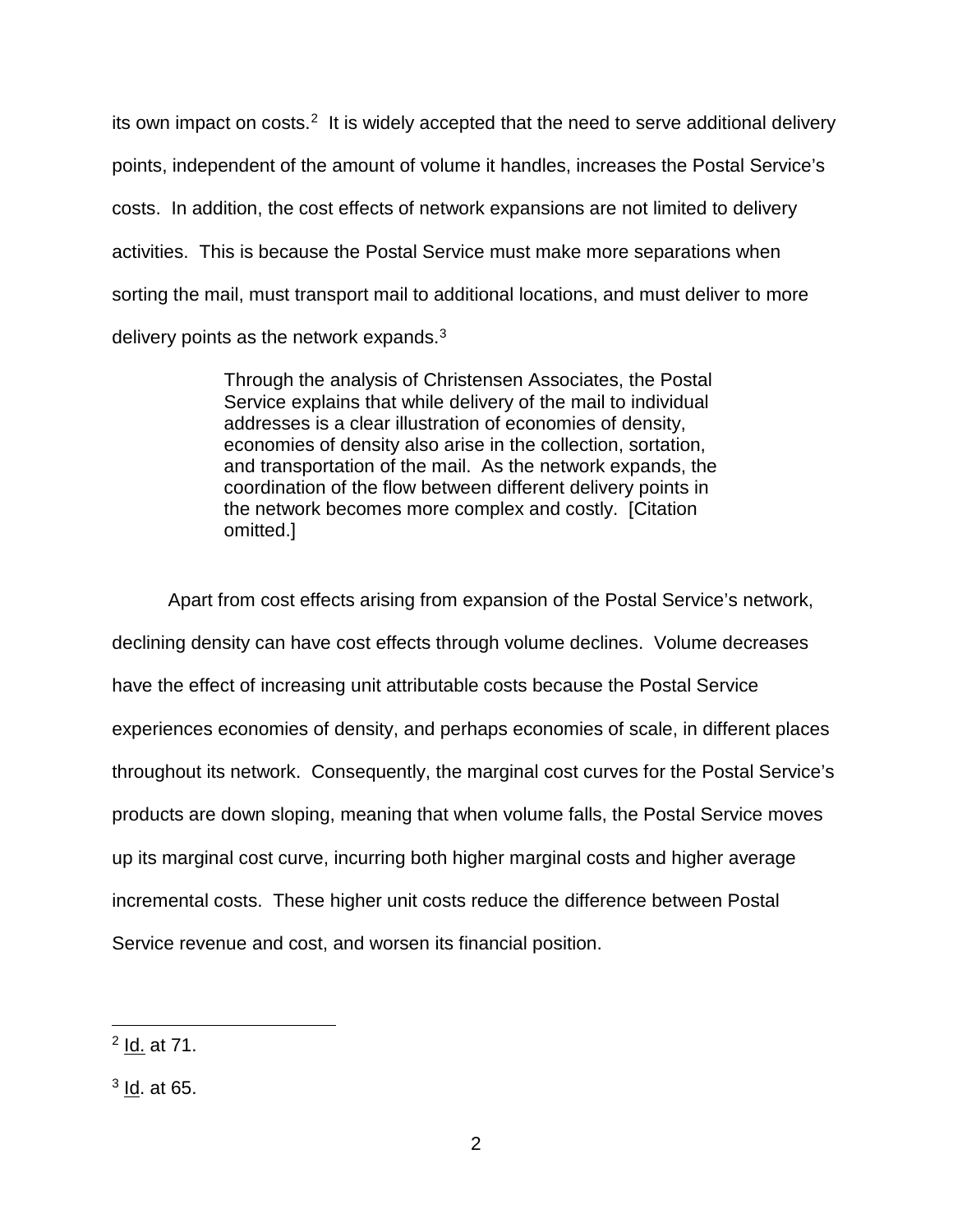its own impact on costs.[2] It is widely accepted that the need to serve additional delivery points, independent of the amount of volume it handles, increases the Postal Service's costs. In addition, the cost effects of network expansions are not limited to delivery activities. This is because the Postal Service must make more separations when sorting the mail, must transport mail to additional locations, and must deliver to more delivery points as the network expands.[3]

> Through the analysis of Christensen Associates, the Postal Service explains that while delivery of the mail to individual addresses is a clear illustration of economies of density, economies of density also arise in the collection, sortation, and transportation of the mail. As the network expands, the coordination of the flow between different delivery points in the network becomes more complex and costly. [Citation omitted.]

Apart from cost effects arising from expansion of the Postal Service's network, declining density can have cost effects through volume declines. Volume decreases have the effect of increasing unit attributable costs because the Postal Service experiences economies of density, and perhaps economies of scale, in different places throughout its network. Consequently, the marginal cost curves for the Postal Service's products are down sloping, meaning that when volume falls, the Postal Service moves up its marginal cost curve, incurring both higher marginal costs and higher average incremental costs. These higher unit costs reduce the difference between Postal Service revenue and cost, and worsen its financial position.

---

[2] Id. at 71.

[3] Id. at 65.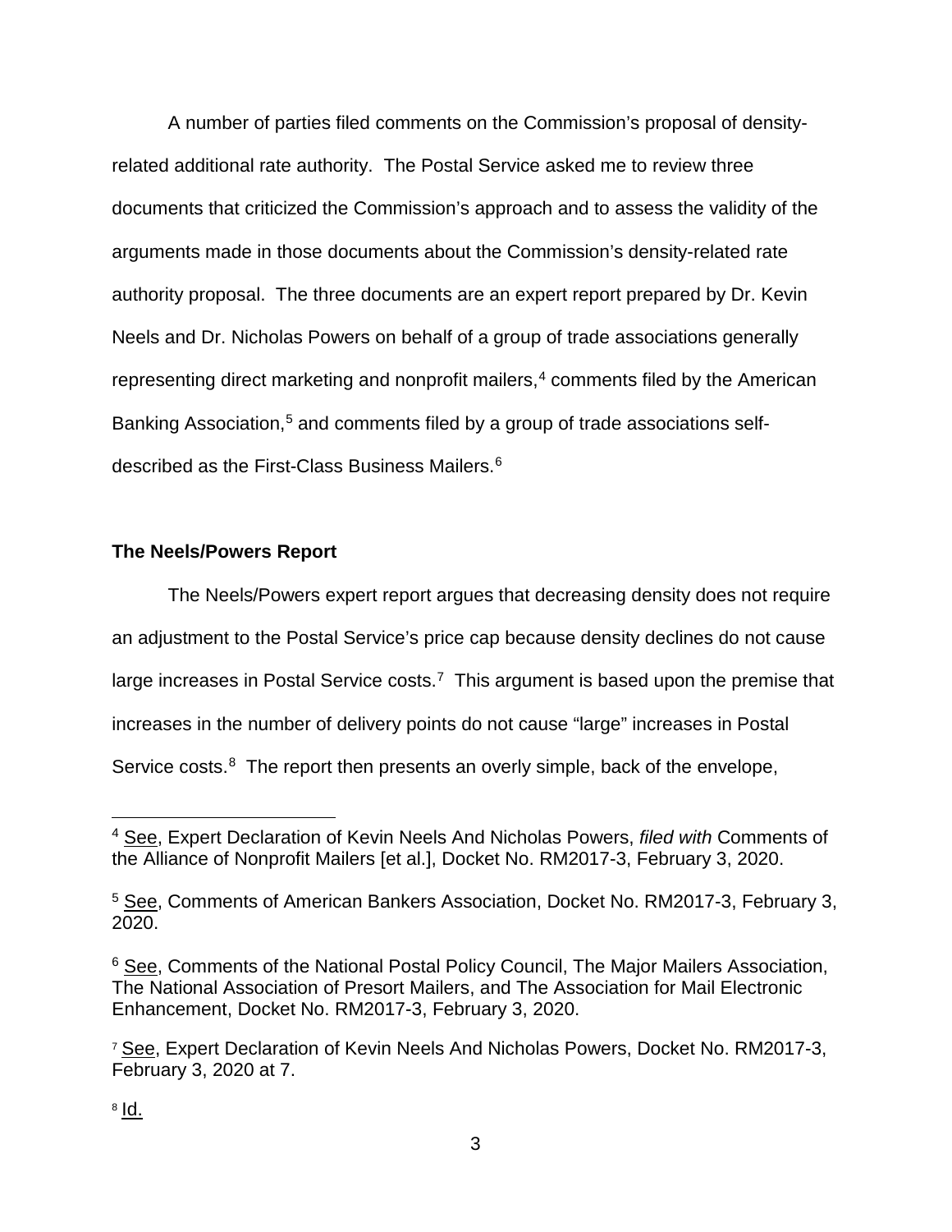A number of parties filed comments on the Commission's proposal of density-related additional rate authority. The Postal Service asked me to review three documents that criticized the Commission's approach and to assess the validity of the arguments made in those documents about the Commission's density-related rate authority proposal. The three documents are an expert report prepared by Dr. Kevin Neels and Dr. Nicholas Powers on behalf of a group of trade associations generally representing direct marketing and nonprofit mailers,[4] comments filed by the American Banking Association,[5] and comments filed by a group of trade associations self-described as the First-Class Business Mailers.[6]

**The Neels/Powers Report**

The Neels/Powers expert report argues that decreasing density does not require an adjustment to the Postal Service's price cap because density declines do not cause large increases in Postal Service costs.[7] This argument is based upon the premise that increases in the number of delivery points do not cause "large" increases in Postal Service costs.[8] The report then presents an overly simple, back of the envelope,

[4] See, Expert Declaration of Kevin Neels And Nicholas Powers, *filed with* Comments of the Alliance of Nonprofit Mailers [et al.], Docket No. RM2017-3, February 3, 2020.

[5] See, Comments of American Bankers Association, Docket No. RM2017-3, February 3, 2020.

[6] See, Comments of the National Postal Policy Council, The Major Mailers Association, The National Association of Presort Mailers, and The Association for Mail Electronic Enhancement, Docket No. RM2017-3, February 3, 2020.

[7] See, Expert Declaration of Kevin Neels And Nicholas Powers, Docket No. RM2017-3, February 3, 2020 at 7.

[8] Id.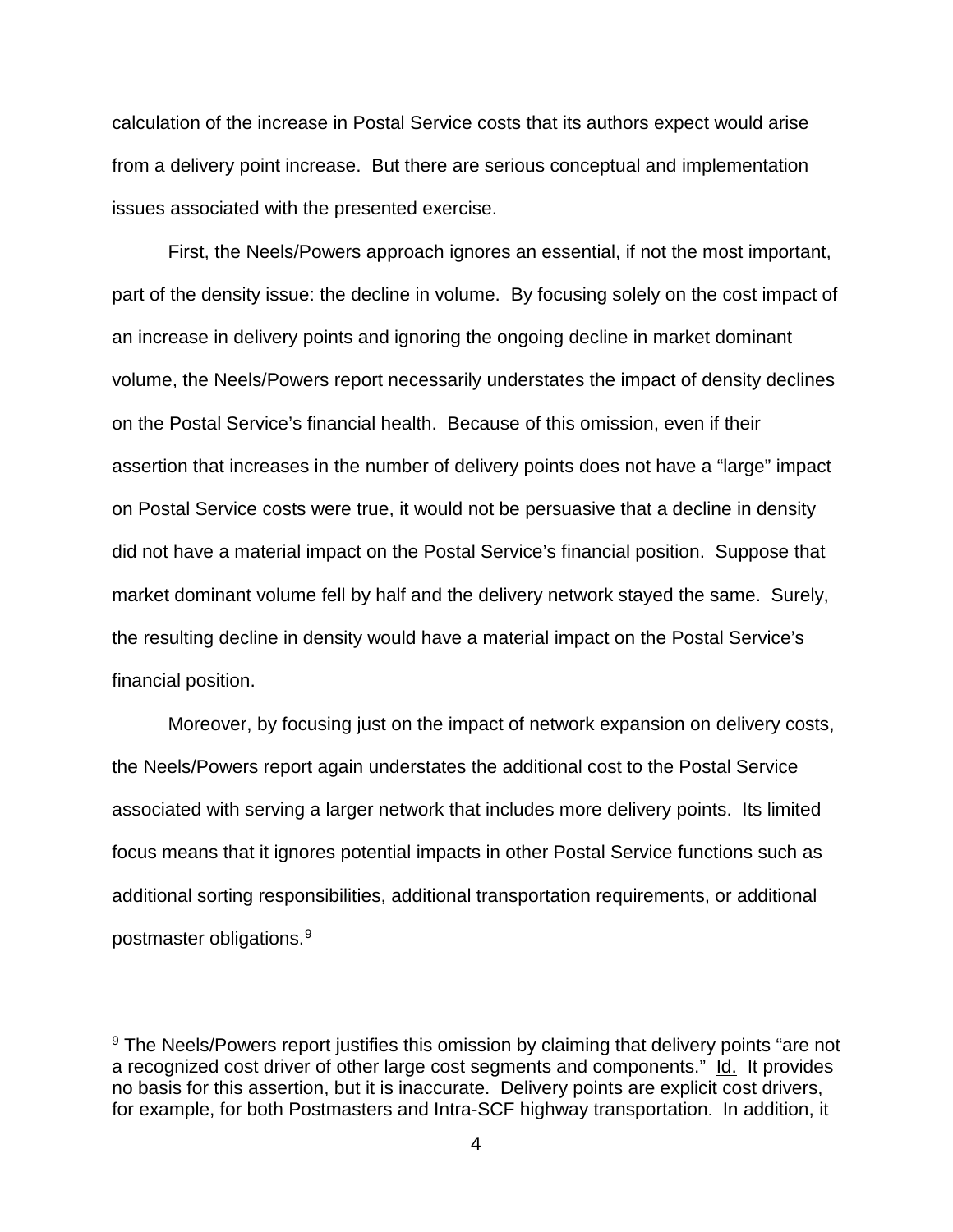calculation of the increase in Postal Service costs that its authors expect would arise from a delivery point increase. But there are serious conceptual and implementation issues associated with the presented exercise.

First, the Neels/Powers approach ignores an essential, if not the most important, part of the density issue: the decline in volume. By focusing solely on the cost impact of an increase in delivery points and ignoring the ongoing decline in market dominant volume, the Neels/Powers report necessarily understates the impact of density declines on the Postal Service's financial health. Because of this omission, even if their assertion that increases in the number of delivery points does not have a "large" impact on Postal Service costs were true, it would not be persuasive that a decline in density did not have a material impact on the Postal Service's financial position. Suppose that market dominant volume fell by half and the delivery network stayed the same. Surely, the resulting decline in density would have a material impact on the Postal Service's financial position.

Moreover, by focusing just on the impact of network expansion on delivery costs, the Neels/Powers report again understates the additional cost to the Postal Service associated with serving a larger network that includes more delivery points. Its limited focus means that it ignores potential impacts in other Postal Service functions such as additional sorting responsibilities, additional transportation requirements, or additional postmaster obligations.[9]

---

[9] The Neels/Powers report justifies this omission by claiming that delivery points "are not a recognized cost driver of other large cost segments and components." Id. It provides no basis for this assertion, but it is inaccurate. Delivery points are explicit cost drivers, for example, for both Postmasters and Intra-SCF highway transportation. In addition, it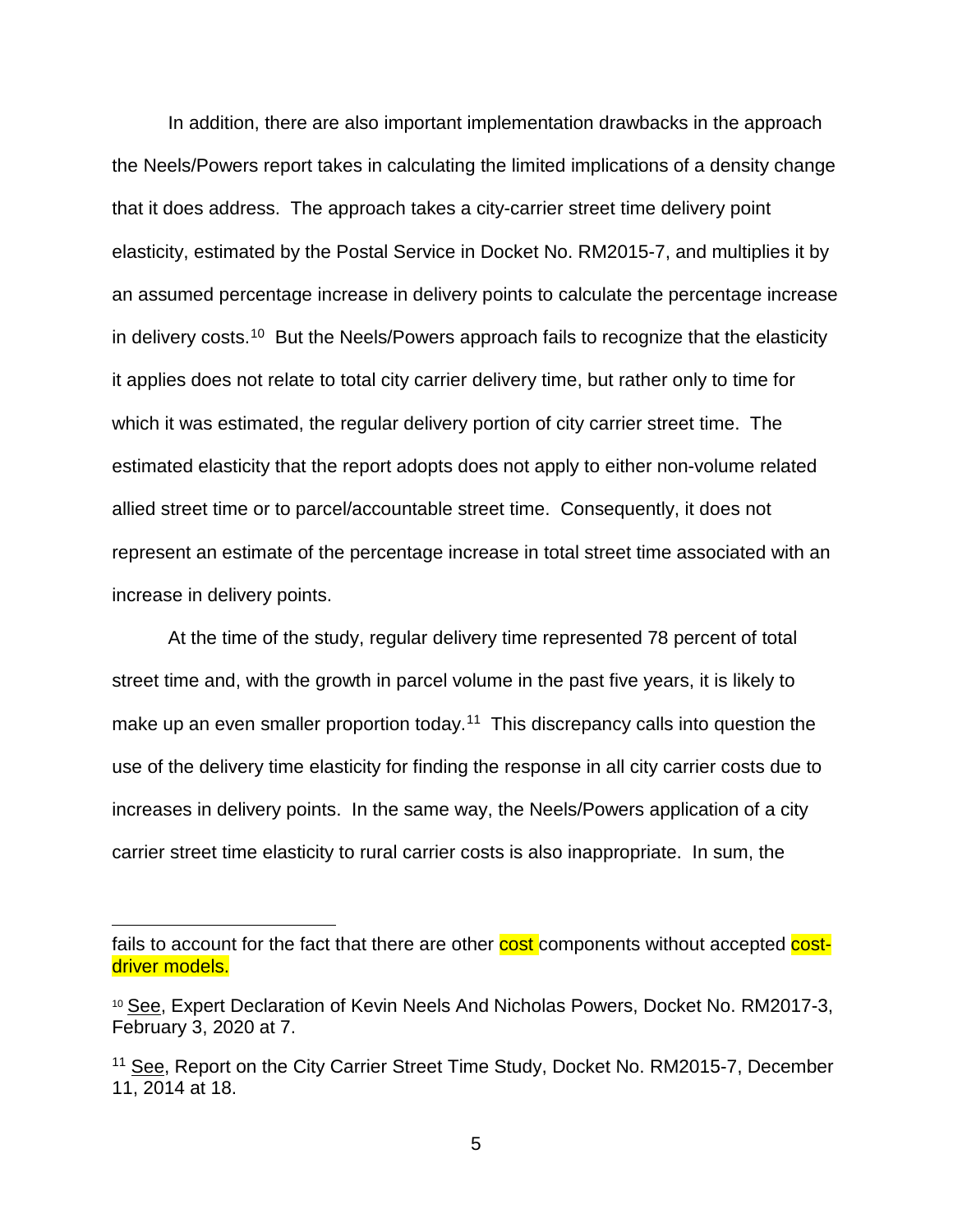In addition, there are also important implementation drawbacks in the approach the Neels/Powers report takes in calculating the limited implications of a density change that it does address. The approach takes a city-carrier street time delivery point elasticity, estimated by the Postal Service in Docket No. RM2015-7, and multiplies it by an assumed percentage increase in delivery points to calculate the percentage increase in delivery costs.[10] But the Neels/Powers approach fails to recognize that the elasticity it applies does not relate to total city carrier delivery time, but rather only to time for which it was estimated, the regular delivery portion of city carrier street time. The estimated elasticity that the report adopts does not apply to either non-volume related allied street time or to parcel/accountable street time. Consequently, it does not represent an estimate of the percentage increase in total street time associated with an increase in delivery points.

At the time of the study, regular delivery time represented 78 percent of total street time and, with the growth in parcel volume in the past five years, it is likely to make up an even smaller proportion today.[11] This discrepancy calls into question the use of the delivery time elasticity for finding the response in all city carrier costs due to increases in delivery points. In the same way, the Neels/Powers application of a city carrier street time elasticity to rural carrier costs is also inappropriate. In sum, the

---

fails to account for the fact that there are other cost components without accepted cost-driver models.

[10] See, Expert Declaration of Kevin Neels And Nicholas Powers, Docket No. RM2017-3, February 3, 2020 at 7.

[11] See, Report on the City Carrier Street Time Study, Docket No. RM2015-7, December 11, 2014 at 18.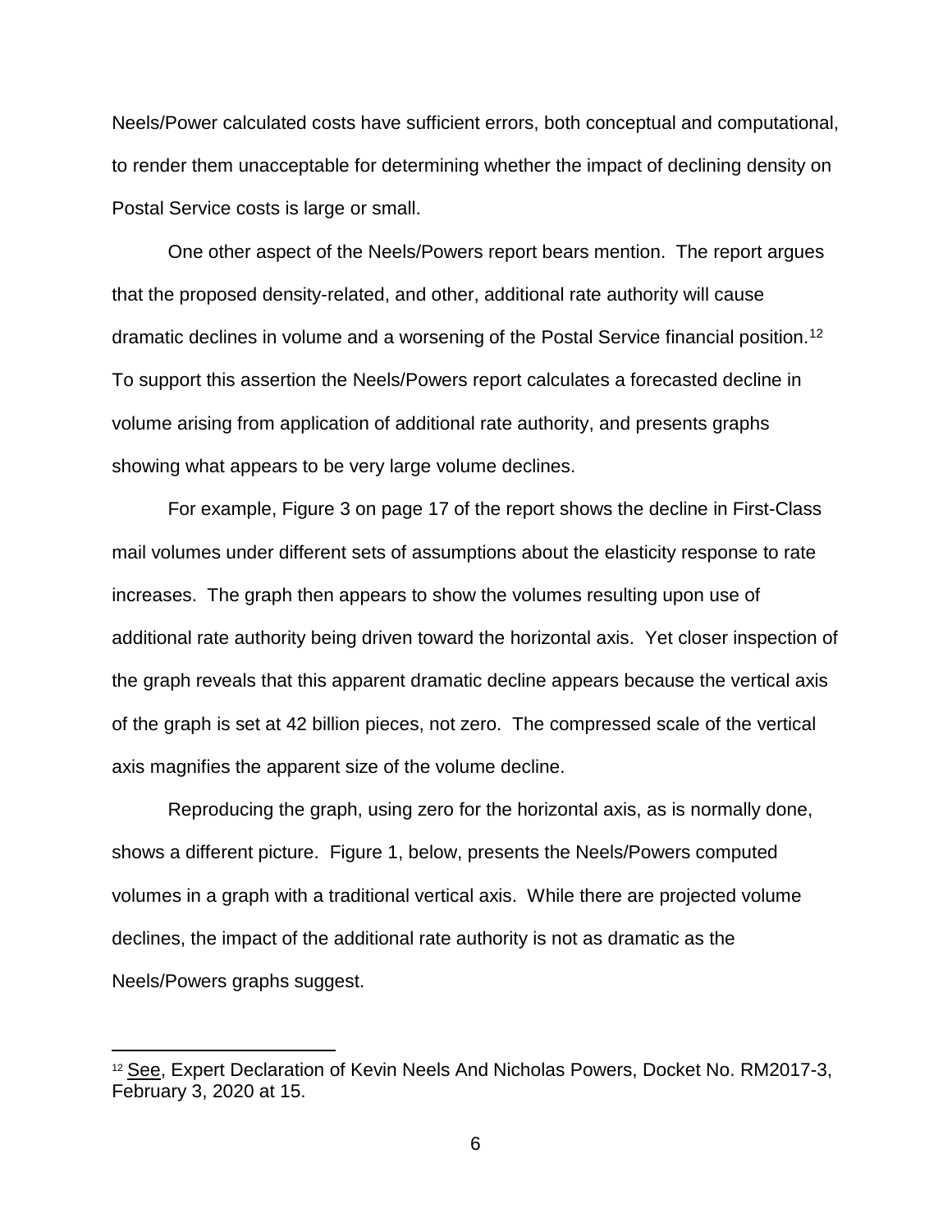Neels/Power calculated costs have sufficient errors, both conceptual and computational, to render them unacceptable for determining whether the impact of declining density on Postal Service costs is large or small.

One other aspect of the Neels/Powers report bears mention. The report argues that the proposed density-related, and other, additional rate authority will cause dramatic declines in volume and a worsening of the Postal Service financial position.[12] To support this assertion the Neels/Powers report calculates a forecasted decline in volume arising from application of additional rate authority, and presents graphs showing what appears to be very large volume declines.

For example, Figure 3 on page 17 of the report shows the decline in First-Class mail volumes under different sets of assumptions about the elasticity response to rate increases. The graph then appears to show the volumes resulting upon use of additional rate authority being driven toward the horizontal axis. Yet closer inspection of the graph reveals that this apparent dramatic decline appears because the vertical axis of the graph is set at 42 billion pieces, not zero. The compressed scale of the vertical axis magnifies the apparent size of the volume decline.

Reproducing the graph, using zero for the horizontal axis, as is normally done, shows a different picture. Figure 1, below, presents the Neels/Powers computed volumes in a graph with a traditional vertical axis. While there are projected volume declines, the impact of the additional rate authority is not as dramatic as the Neels/Powers graphs suggest.

---

[12] See, Expert Declaration of Kevin Neels And Nicholas Powers, Docket No. RM2017-3, February 3, 2020 at 15.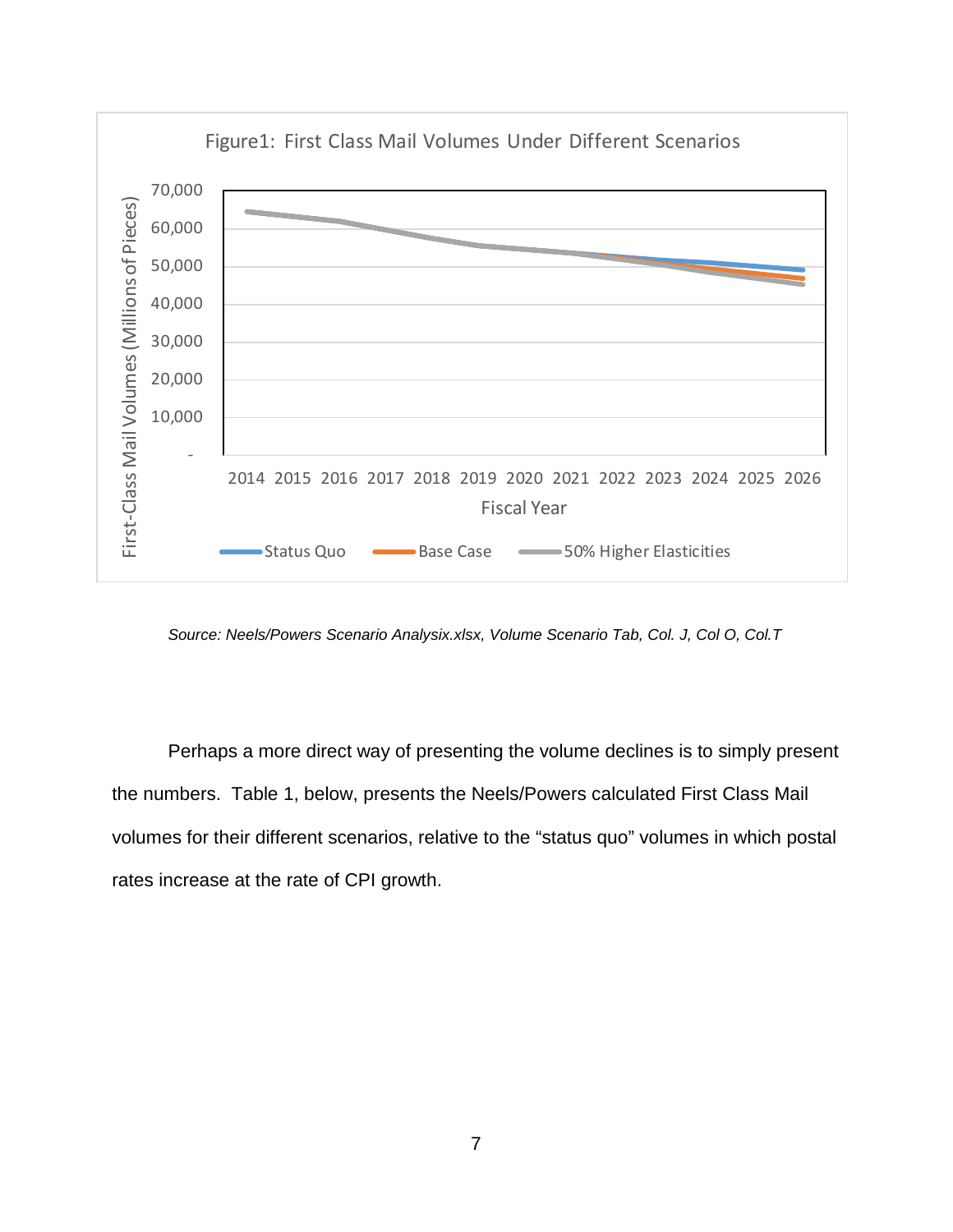Figure1: First Class Mail Volumes Under Different Scenarios

*Source: Neels/Powers Scenario Analysix.xlsx, Volume Scenario Tab, Col. J, Col O, Col.T*

Perhaps a more direct way of presenting the volume declines is to simply present the numbers. Table 1, below, presents the Neels/Powers calculated First Class Mail volumes for their different scenarios, relative to the "status quo" volumes in which postal rates increase at the rate of CPI growth.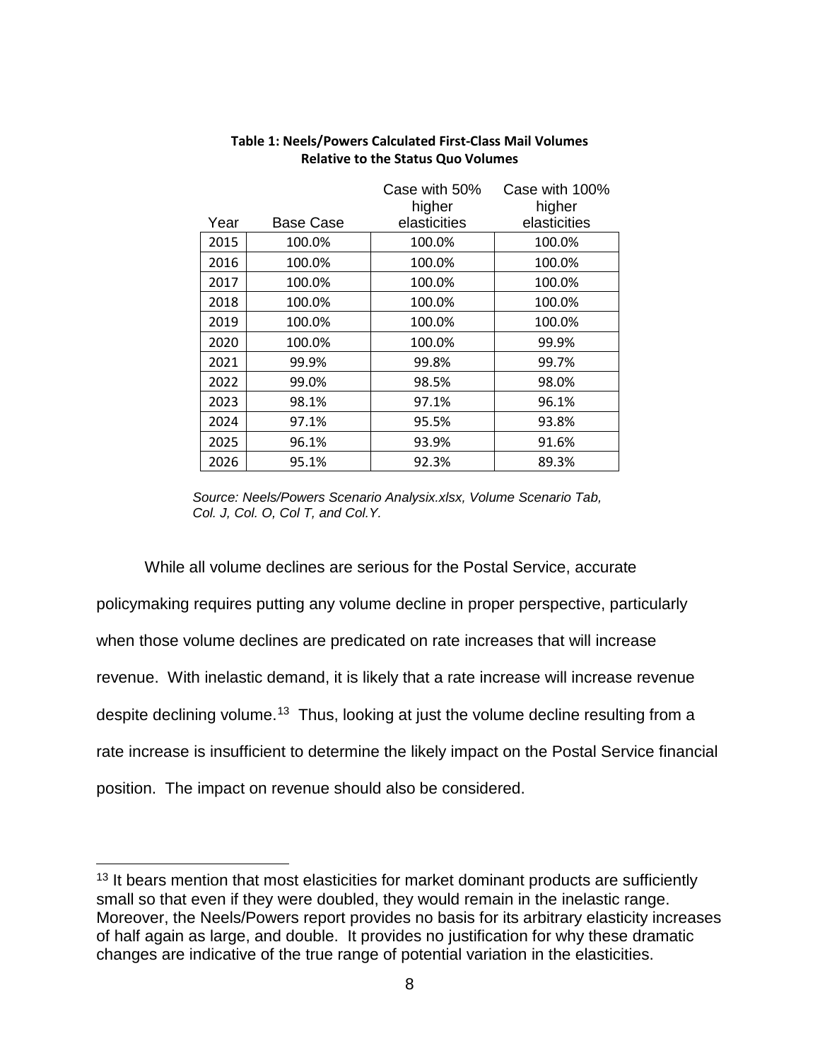**Table 1: Neels/Powers Calculated First-Class Mail Volumes Relative to the Status Quo Volumes**

| Year | Base Case | Case with 50% higher elasticities | Case with 100% higher elasticities |
|---|---|---|---|
| 2015 | 100.0% | 100.0% | 100.0% |
| 2016 | 100.0% | 100.0% | 100.0% |
| 2017 | 100.0% | 100.0% | 100.0% |
| 2018 | 100.0% | 100.0% | 100.0% |
| 2019 | 100.0% | 100.0% | 100.0% |
| 2020 | 100.0% | 100.0% | 99.9% |
| 2021 | 99.9% | 99.8% | 99.7% |
| 2022 | 99.0% | 98.5% | 98.0% |
| 2023 | 98.1% | 97.1% | 96.1% |
| 2024 | 97.1% | 95.5% | 93.8% |
| 2025 | 96.1% | 93.9% | 91.6% |
| 2026 | 95.1% | 92.3% | 89.3% |

*Source: Neels/Powers Scenario Analysix.xlsx, Volume Scenario Tab, Col. J, Col. O, Col T, and Col.Y.*

While all volume declines are serious for the Postal Service, accurate policymaking requires putting any volume decline in proper perspective, particularly when those volume declines are predicated on rate increases that will increase revenue. With inelastic demand, it is likely that a rate increase will increase revenue despite declining volume.[13] Thus, looking at just the volume decline resulting from a rate increase is insufficient to determine the likely impact on the Postal Service financial position. The impact on revenue should also be considered.

[13] It bears mention that most elasticities for market dominant products are sufficiently small so that even if they were doubled, they would remain in the inelastic range. Moreover, the Neels/Powers report provides no basis for its arbitrary elasticity increases of half again as large, and double. It provides no justification for why these dramatic changes are indicative of the true range of potential variation in the elasticities.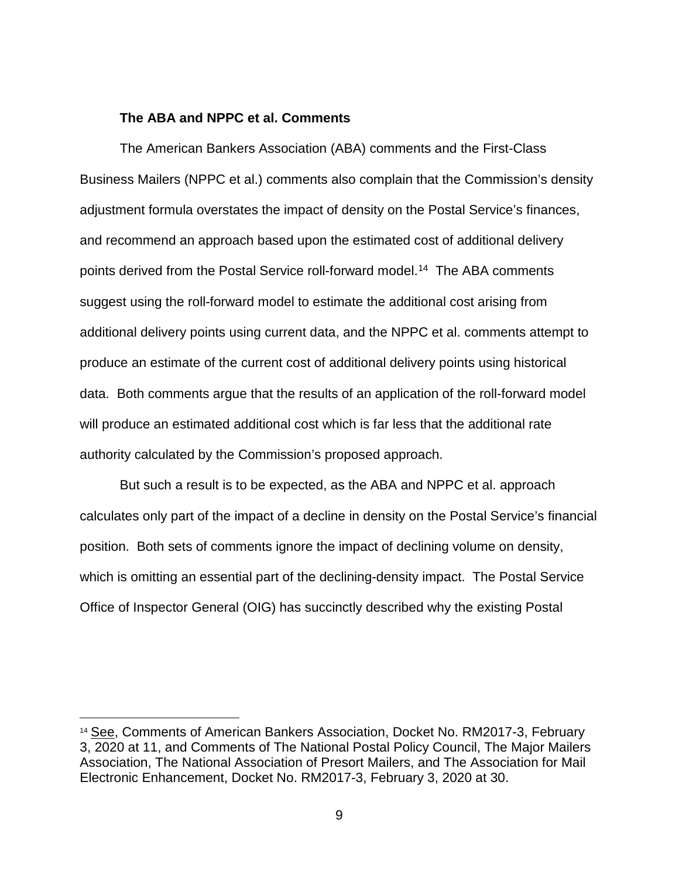**The ABA and NPPC et al. Comments**

The American Bankers Association (ABA) comments and the First-Class Business Mailers (NPPC et al.) comments also complain that the Commission's density adjustment formula overstates the impact of density on the Postal Service's finances, and recommend an approach based upon the estimated cost of additional delivery points derived from the Postal Service roll-forward model.[14] The ABA comments suggest using the roll-forward model to estimate the additional cost arising from additional delivery points using current data, and the NPPC et al. comments attempt to produce an estimate of the current cost of additional delivery points using historical data. Both comments argue that the results of an application of the roll-forward model will produce an estimated additional cost which is far less that the additional rate authority calculated by the Commission's proposed approach.

But such a result is to be expected, as the ABA and NPPC et al. approach calculates only part of the impact of a decline in density on the Postal Service's financial position. Both sets of comments ignore the impact of declining volume on density, which is omitting an essential part of the declining-density impact. The Postal Service Office of Inspector General (OIG) has succinctly described why the existing Postal

---

[14] See, Comments of American Bankers Association, Docket No. RM2017-3, February 3, 2020 at 11, and Comments of The National Postal Policy Council, The Major Mailers Association, The National Association of Presort Mailers, and The Association for Mail Electronic Enhancement, Docket No. RM2017-3, February 3, 2020 at 30.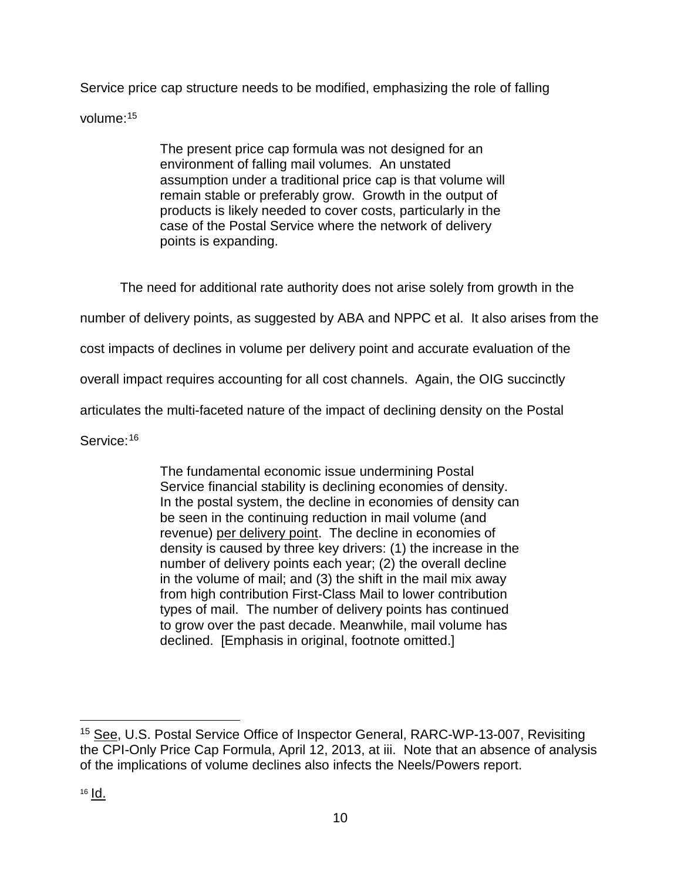Service price cap structure needs to be modified, emphasizing the role of falling volume:[15]

> The present price cap formula was not designed for an environment of falling mail volumes. An unstated assumption under a traditional price cap is that volume will remain stable or preferably grow. Growth in the output of products is likely needed to cover costs, particularly in the case of the Postal Service where the network of delivery points is expanding.

The need for additional rate authority does not arise solely from growth in the number of delivery points, as suggested by ABA and NPPC et al. It also arises from the cost impacts of declines in volume per delivery point and accurate evaluation of the overall impact requires accounting for all cost channels. Again, the OIG succinctly articulates the multi-faceted nature of the impact of declining density on the Postal Service:[16]

> The fundamental economic issue undermining Postal Service financial stability is declining economies of density. In the postal system, the decline in economies of density can be seen in the continuing reduction in mail volume (and revenue) <u>per delivery point</u>. The decline in economies of density is caused by three key drivers: (1) the increase in the number of delivery points each year; (2) the overall decline in the volume of mail; and (3) the shift in the mail mix away from high contribution First-Class Mail to lower contribution types of mail. The number of delivery points has continued to grow over the past decade. Meanwhile, mail volume has declined. [Emphasis in original, footnote omitted.]

---

[15] <u>See</u>, U.S. Postal Service Office of Inspector General, RARC-WP-13-007, Revisiting the CPI-Only Price Cap Formula, April 12, 2013, at iii. Note that an absence of analysis of the implications of volume declines also infects the Neels/Powers report.

[16] <u>Id.</u>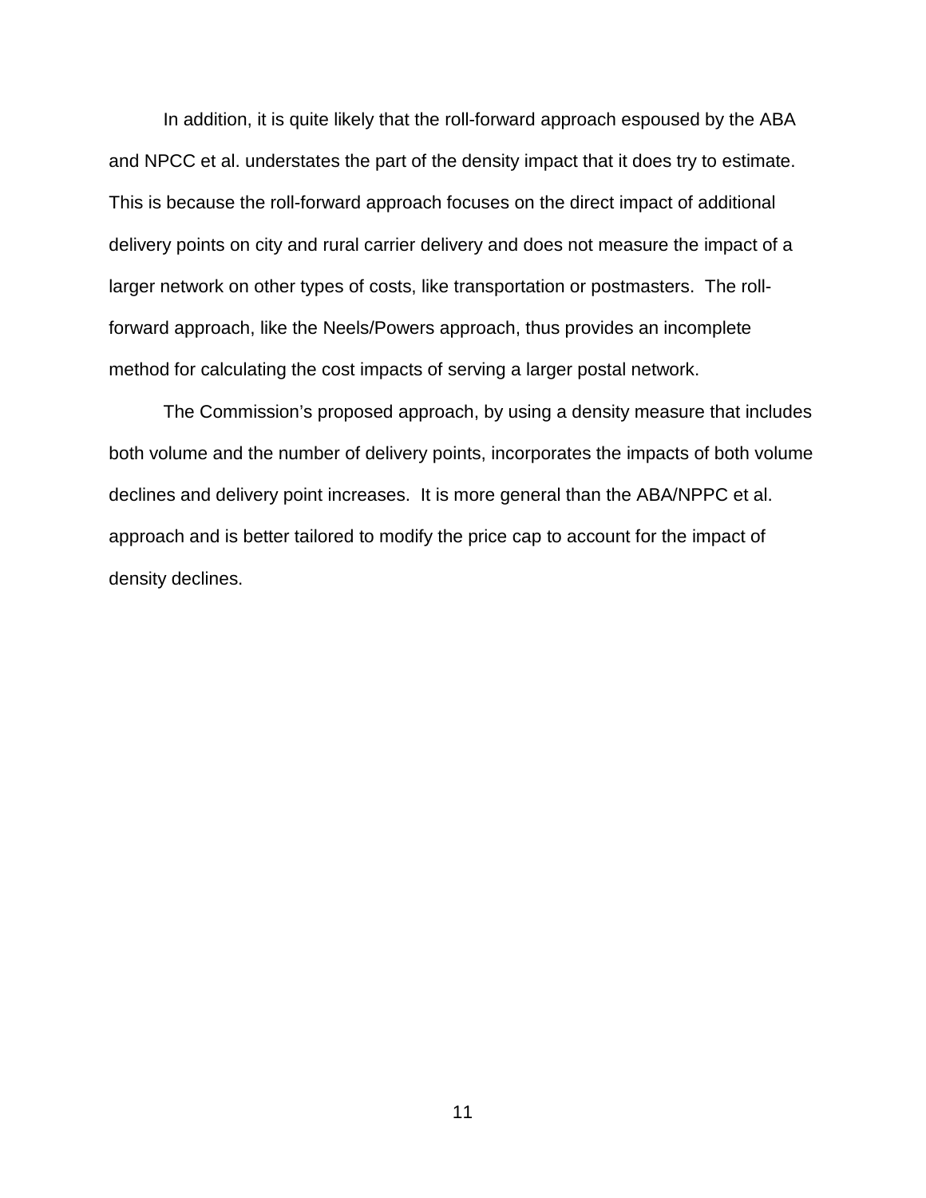In addition, it is quite likely that the roll-forward approach espoused by the ABA and NPCC et al. understates the part of the density impact that it does try to estimate. This is because the roll-forward approach focuses on the direct impact of additional delivery points on city and rural carrier delivery and does not measure the impact of a larger network on other types of costs, like transportation or postmasters. The roll-forward approach, like the Neels/Powers approach, thus provides an incomplete method for calculating the cost impacts of serving a larger postal network.

The Commission's proposed approach, by using a density measure that includes both volume and the number of delivery points, incorporates the impacts of both volume declines and delivery point increases. It is more general than the ABA/NPPC et al. approach and is better tailored to modify the price cap to account for the impact of density declines.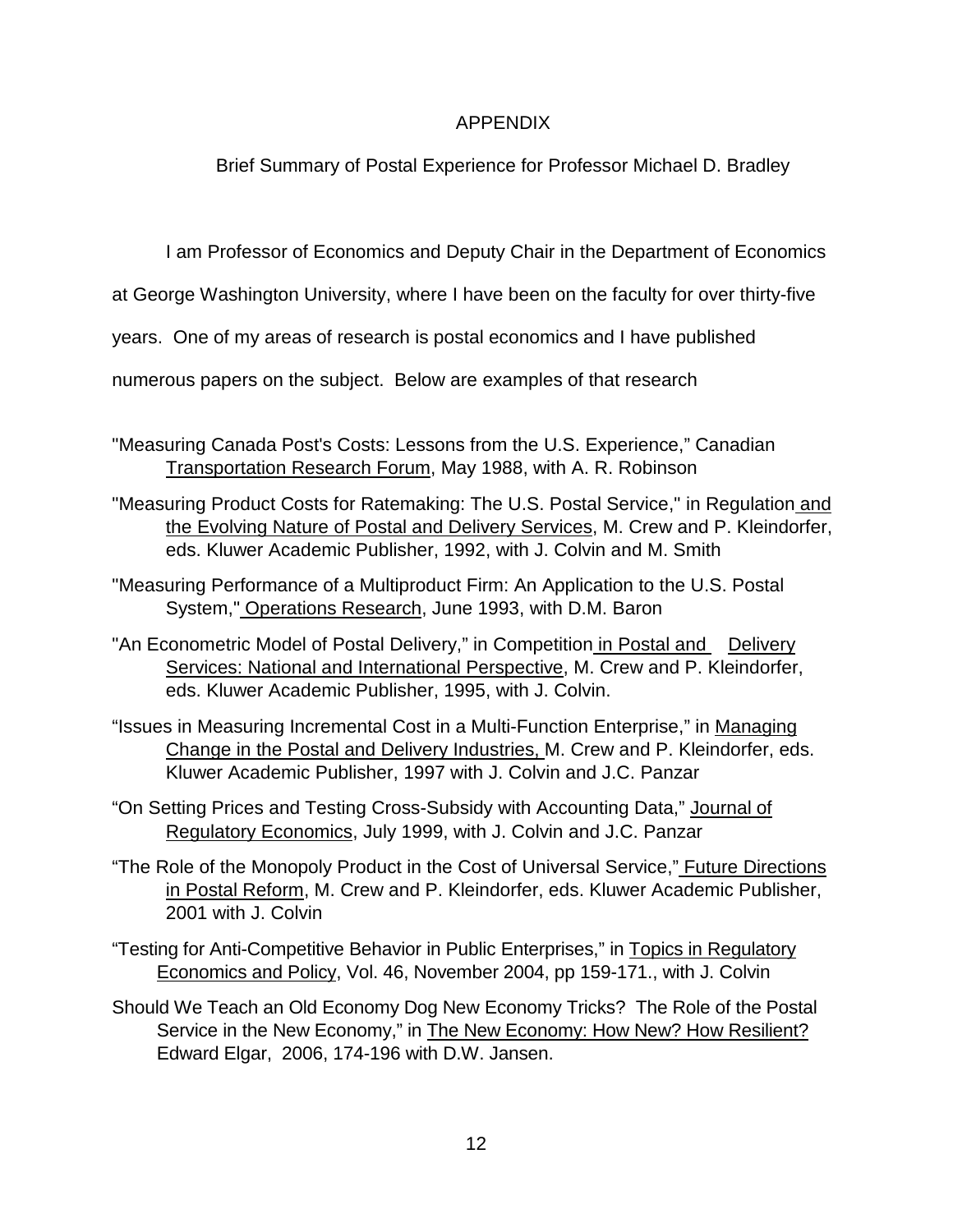# APPENDIX

## Brief Summary of Postal Experience for Professor Michael D. Bradley

I am Professor of Economics and Deputy Chair in the Department of Economics at George Washington University, where I have been on the faculty for over thirty-five years. One of my areas of research is postal economics and I have published numerous papers on the subject. Below are examples of that research

"Measuring Canada Post's Costs: Lessons from the U.S. Experience," Canadian Transportation Research Forum, May 1988, with A. R. Robinson

"Measuring Product Costs for Ratemaking: The U.S. Postal Service," in Regulation and the Evolving Nature of Postal and Delivery Services, M. Crew and P. Kleindorfer, eds. Kluwer Academic Publisher, 1992, with J. Colvin and M. Smith

"Measuring Performance of a Multiproduct Firm: An Application to the U.S. Postal System," Operations Research, June 1993, with D.M. Baron

"An Econometric Model of Postal Delivery," in Competition in Postal and Delivery Services: National and International Perspective, M. Crew and P. Kleindorfer, eds. Kluwer Academic Publisher, 1995, with J. Colvin.

"Issues in Measuring Incremental Cost in a Multi-Function Enterprise," in Managing Change in the Postal and Delivery Industries, M. Crew and P. Kleindorfer, eds. Kluwer Academic Publisher, 1997 with J. Colvin and J.C. Panzar

"On Setting Prices and Testing Cross-Subsidy with Accounting Data," Journal of Regulatory Economics, July 1999, with J. Colvin and J.C. Panzar

"The Role of the Monopoly Product in the Cost of Universal Service," Future Directions in Postal Reform, M. Crew and P. Kleindorfer, eds. Kluwer Academic Publisher, 2001 with J. Colvin

"Testing for Anti-Competitive Behavior in Public Enterprises," in Topics in Regulatory Economics and Policy, Vol. 46, November 2004, pp 159-171., with J. Colvin

Should We Teach an Old Economy Dog New Economy Tricks? The Role of the Postal Service in the New Economy," in The New Economy: How New? How Resilient? Edward Elgar, 2006, 174-196 with D.W. Jansen.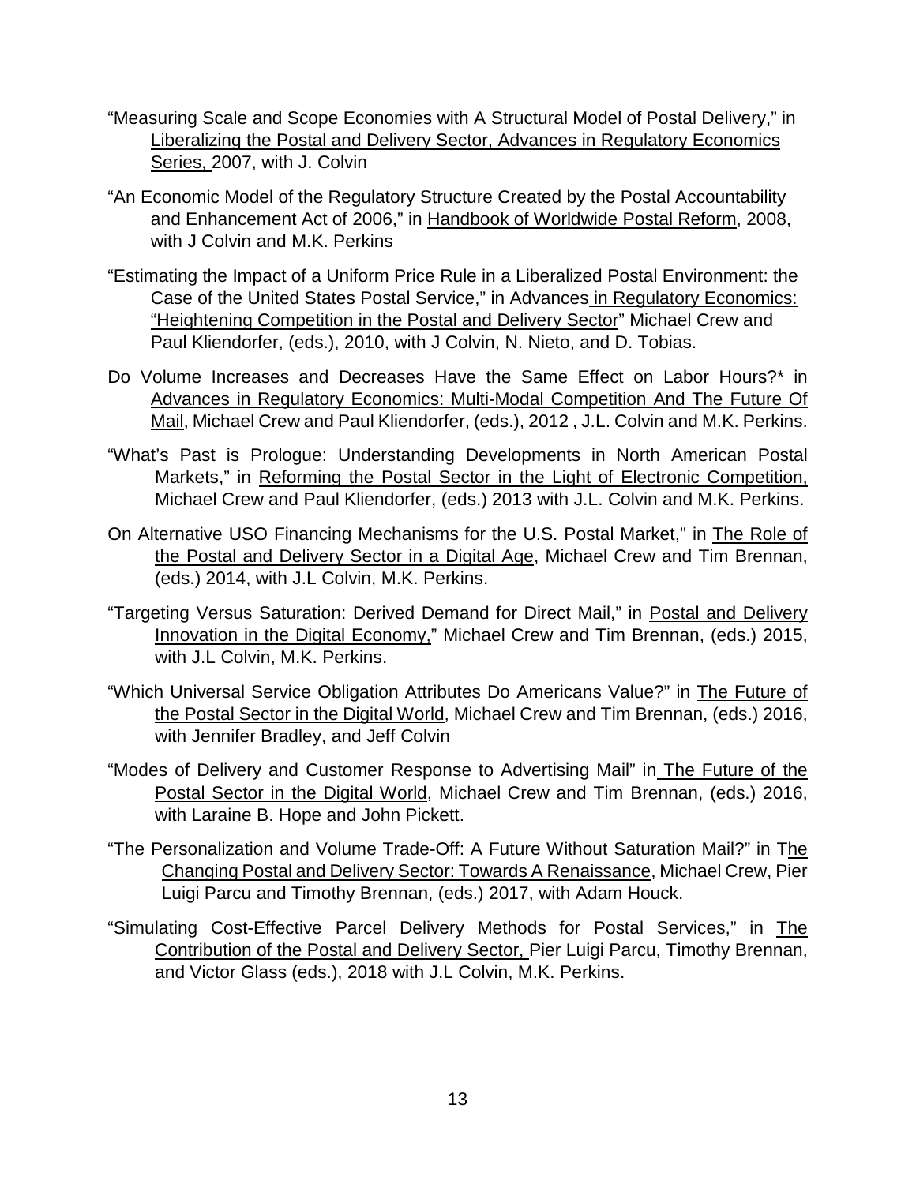"Measuring Scale and Scope Economies with A Structural Model of Postal Delivery," in Liberalizing the Postal and Delivery Sector, Advances in Regulatory Economics Series, 2007, with J. Colvin

"An Economic Model of the Regulatory Structure Created by the Postal Accountability and Enhancement Act of 2006," in Handbook of Worldwide Postal Reform, 2008, with J Colvin and M.K. Perkins

"Estimating the Impact of a Uniform Price Rule in a Liberalized Postal Environment: the Case of the United States Postal Service," in Advances in Regulatory Economics: "Heightening Competition in the Postal and Delivery Sector" Michael Crew and Paul Kliendorfer, (eds.), 2010, with J Colvin, N. Nieto, and D. Tobias.

Do Volume Increases and Decreases Have the Same Effect on Labor Hours?* in Advances in Regulatory Economics: Multi-Modal Competition And The Future Of Mail, Michael Crew and Paul Kliendorfer, (eds.), 2012 , J.L. Colvin and M.K. Perkins.

"What's Past is Prologue: Understanding Developments in North American Postal Markets," in Reforming the Postal Sector in the Light of Electronic Competition, Michael Crew and Paul Kliendorfer, (eds.) 2013 with J.L. Colvin and M.K. Perkins.

On Alternative USO Financing Mechanisms for the U.S. Postal Market," in The Role of the Postal and Delivery Sector in a Digital Age, Michael Crew and Tim Brennan, (eds.) 2014, with J.L Colvin, M.K. Perkins.

"Targeting Versus Saturation: Derived Demand for Direct Mail," in Postal and Delivery Innovation in the Digital Economy," Michael Crew and Tim Brennan, (eds.) 2015, with J.L Colvin, M.K. Perkins.

"Which Universal Service Obligation Attributes Do Americans Value?" in The Future of the Postal Sector in the Digital World, Michael Crew and Tim Brennan, (eds.) 2016, with Jennifer Bradley, and Jeff Colvin

"Modes of Delivery and Customer Response to Advertising Mail" in The Future of the Postal Sector in the Digital World, Michael Crew and Tim Brennan, (eds.) 2016, with Laraine B. Hope and John Pickett.

"The Personalization and Volume Trade-Off: A Future Without Saturation Mail?" in The Changing Postal and Delivery Sector: Towards A Renaissance, Michael Crew, Pier Luigi Parcu and Timothy Brennan, (eds.) 2017, with Adam Houck.

"Simulating Cost-Effective Parcel Delivery Methods for Postal Services," in The Contribution of the Postal and Delivery Sector, Pier Luigi Parcu, Timothy Brennan, and Victor Glass (eds.), 2018 with J.L Colvin, M.K. Perkins.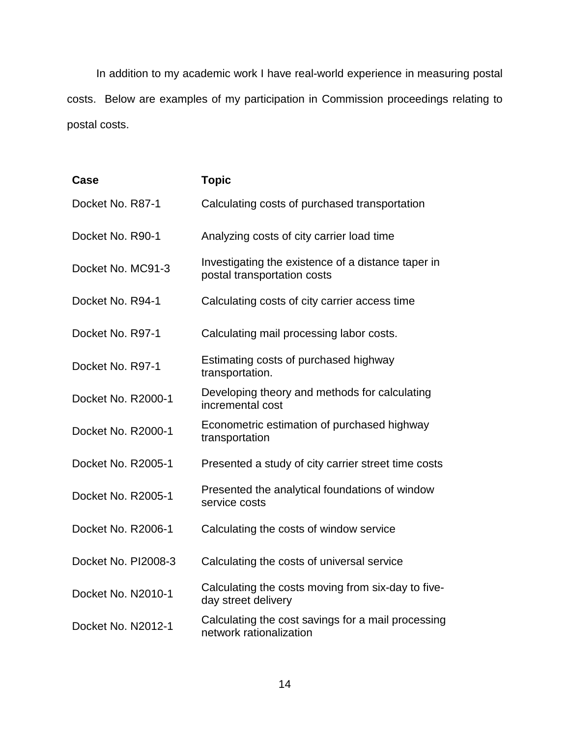In addition to my academic work I have real-world experience in measuring postal costs. Below are examples of my participation in Commission proceedings relating to postal costs.

| Case | Topic |
|---|---|
| Docket No. R87-1 | Calculating costs of purchased transportation |
| Docket No. R90-1 | Analyzing costs of city carrier load time |
| Docket No. MC91-3 | Investigating the existence of a distance taper in postal transportation costs |
| Docket No. R94-1 | Calculating costs of city carrier access time |
| Docket No. R97-1 | Calculating mail processing labor costs. |
| Docket No. R97-1 | Estimating costs of purchased highway transportation. |
| Docket No. R2000-1 | Developing theory and methods for calculating incremental cost |
| Docket No. R2000-1 | Econometric estimation of purchased highway transportation |
| Docket No. R2005-1 | Presented a study of city carrier street time costs |
| Docket No. R2005-1 | Presented the analytical foundations of window service costs |
| Docket No. R2006-1 | Calculating the costs of window service |
| Docket No. PI2008-3 | Calculating the costs of universal service |
| Docket No. N2010-1 | Calculating the costs moving from six-day to five-day street delivery |
| Docket No. N2012-1 | Calculating the cost savings for a mail processing network rationalization |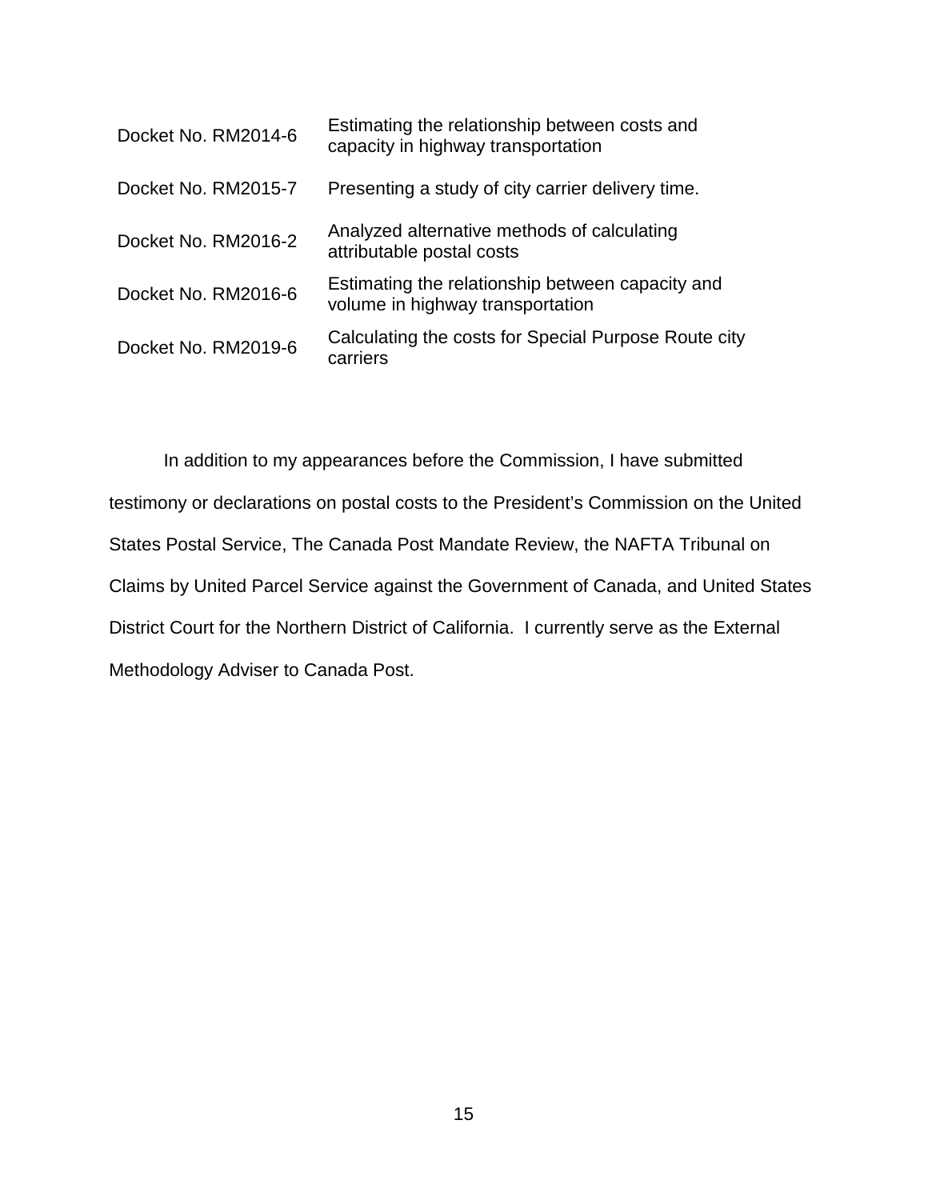| | |
|---|---|
| Docket No. RM2014-6 | Estimating the relationship between costs and capacity in highway transportation |
| Docket No. RM2015-7 | Presenting a study of city carrier delivery time. |
| Docket No. RM2016-2 | Analyzed alternative methods of calculating attributable postal costs |
| Docket No. RM2016-6 | Estimating the relationship between capacity and volume in highway transportation |
| Docket No. RM2019-6 | Calculating the costs for Special Purpose Route city carriers |

In addition to my appearances before the Commission, I have submitted testimony or declarations on postal costs to the President's Commission on the United States Postal Service, The Canada Post Mandate Review, the NAFTA Tribunal on Claims by United Parcel Service against the Government of Canada, and United States District Court for the Northern District of California. I currently serve as the External Methodology Adviser to Canada Post.